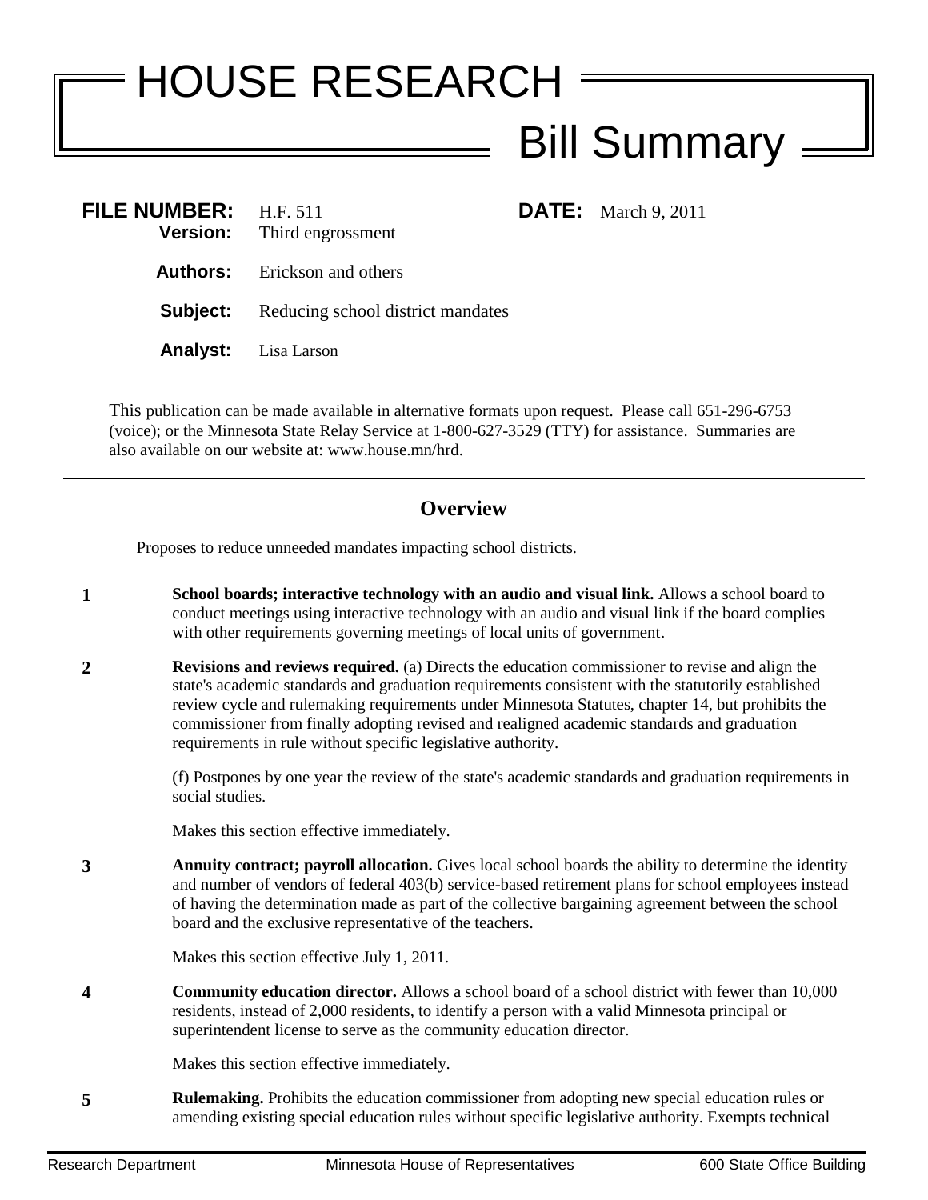# HOUSE RESEARCH

## Bill Summary

**FILE NUMBER:** H.F. 511 **DATE:** March 9, 2011
**Version:** Third engrossment

**Authors:** Erickson and others

**Subject:** Reducing school district mandates

**Analyst:** Lisa Larson

This publication can be made available in alternative formats upon request. Please call 651-296-6753 (voice); or the Minnesota State Relay Service at 1-800-627-3529 (TTY) for assistance. Summaries are also available on our website at: www.house.mn/hrd.

---

## Overview

Proposes to reduce unneeded mandates impacting school districts.

**1** **School boards; interactive technology with an audio and visual link.** Allows a school board to conduct meetings using interactive technology with an audio and visual link if the board complies with other requirements governing meetings of local units of government.

**2** **Revisions and reviews required.** (a) Directs the education commissioner to revise and align the state's academic standards and graduation requirements consistent with the statutorily established review cycle and rulemaking requirements under Minnesota Statutes, chapter 14, but prohibits the commissioner from finally adopting revised and realigned academic standards and graduation requirements in rule without specific legislative authority.

(f) Postpones by one year the review of the state's academic standards and graduation requirements in social studies.

Makes this section effective immediately.

**3** **Annuity contract; payroll allocation.** Gives local school boards the ability to determine the identity and number of vendors of federal 403(b) service-based retirement plans for school employees instead of having the determination made as part of the collective bargaining agreement between the school board and the exclusive representative of the teachers.

Makes this section effective July 1, 2011.

**4** **Community education director.** Allows a school board of a school district with fewer than 10,000 residents, instead of 2,000 residents, to identify a person with a valid Minnesota principal or superintendent license to serve as the community education director.

Makes this section effective immediately.

**5** **Rulemaking.** Prohibits the education commissioner from adopting new special education rules or amending existing special education rules without specific legislative authority. Exempts technical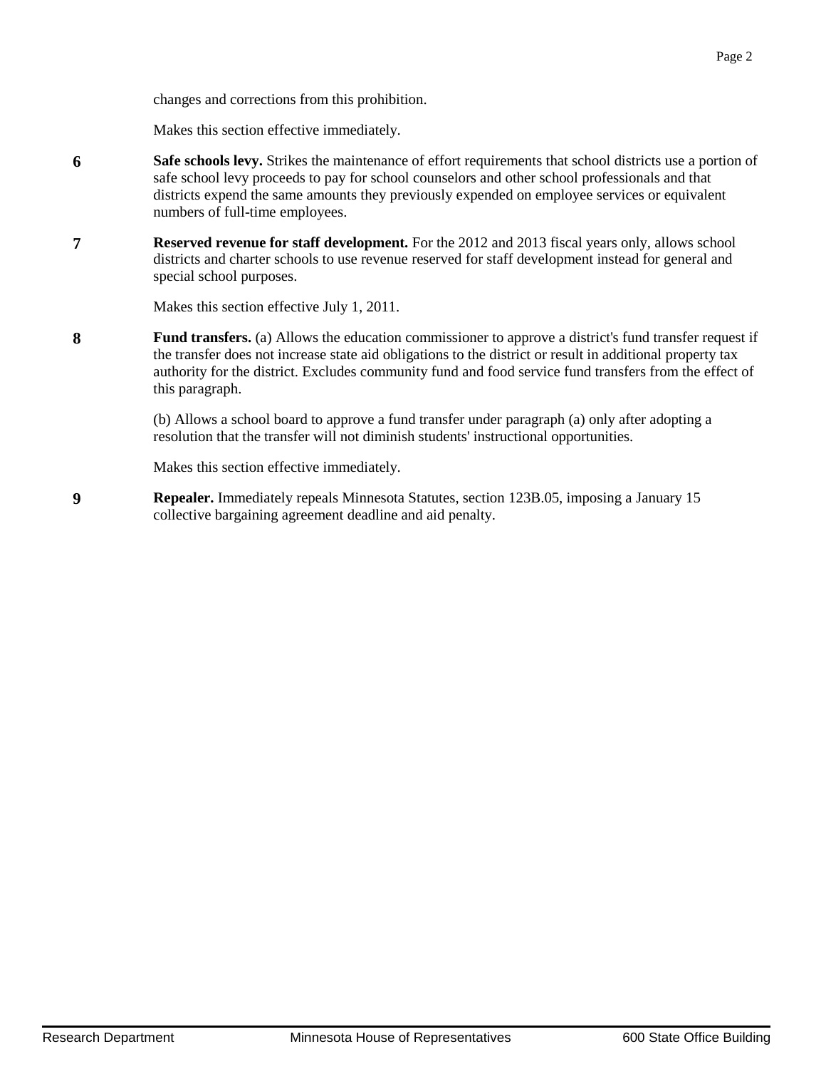changes and corrections from this prohibition.

Makes this section effective immediately.

**6** **Safe schools levy.** Strikes the maintenance of effort requirements that school districts use a portion of safe school levy proceeds to pay for school counselors and other school professionals and that districts expend the same amounts they previously expended on employee services or equivalent numbers of full-time employees.

**7** **Reserved revenue for staff development.** For the 2012 and 2013 fiscal years only, allows school districts and charter schools to use revenue reserved for staff development instead for general and special school purposes.

Makes this section effective July 1, 2011.

**8** **Fund transfers.** (a) Allows the education commissioner to approve a district's fund transfer request if the transfer does not increase state aid obligations to the district or result in additional property tax authority for the district. Excludes community fund and food service fund transfers from the effect of this paragraph.

(b) Allows a school board to approve a fund transfer under paragraph (a) only after adopting a resolution that the transfer will not diminish students' instructional opportunities.

Makes this section effective immediately.

**9** **Repealer.** Immediately repeals Minnesota Statutes, section 123B.05, imposing a January 15 collective bargaining agreement deadline and aid penalty.